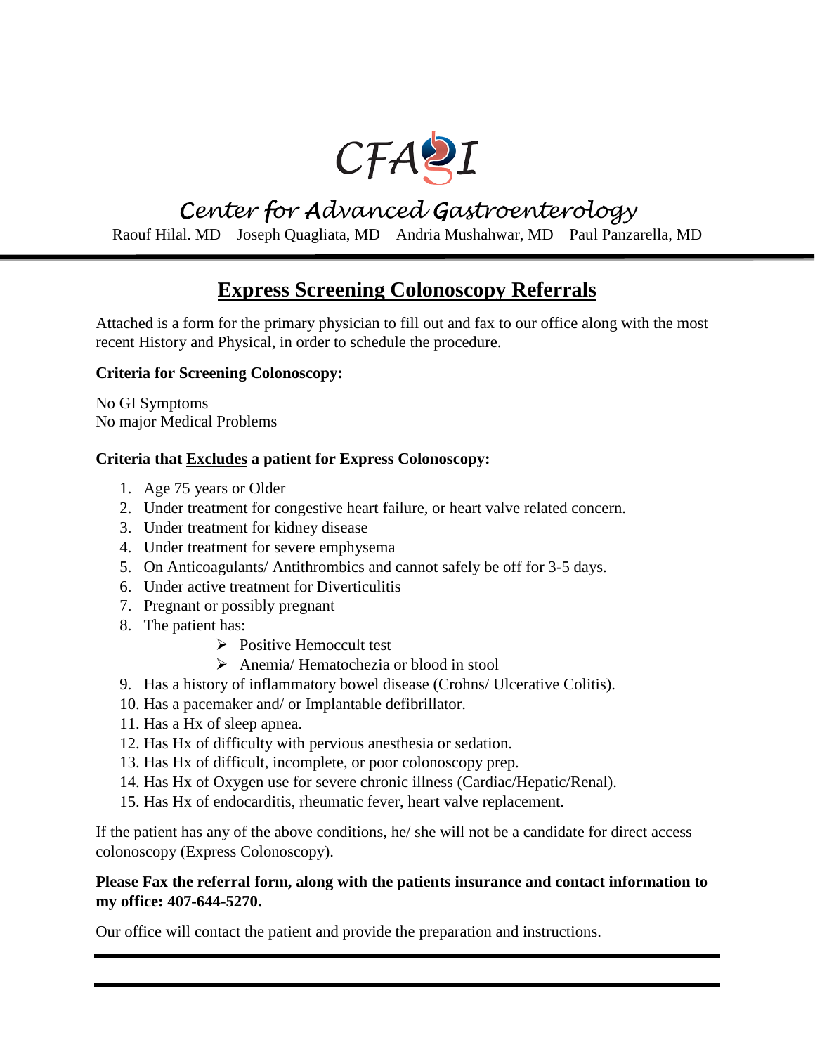CFAGI

# Center for Advanced Gastroenterology

Raouf Hilal. MD    Joseph Quagliata, MD    Andria Mushahwar, MD    Paul Panzarella, MD

## Express Screening Colonoscopy Referrals

Attached is a form for the primary physician to fill out and fax to our office along with the most recent History and Physical, in order to schedule the procedure.

**Criteria for Screening Colonoscopy:**

No GI Symptoms
No major Medical Problems

**Criteria that <u>Excludes</u> a patient for Express Colonoscopy:**

1. Age 75 years or Older
2. Under treatment for congestive heart failure, or heart valve related concern.
3. Under treatment for kidney disease
4. Under treatment for severe emphysema
5. On Anticoagulants/ Antithrombics and cannot safely be off for 3-5 days.
6. Under active treatment for Diverticulitis
7. Pregnant or possibly pregnant
8. The patient has:
   - Positive Hemoccult test
   - Anemia/ Hematochezia or blood in stool
9. Has a history of inflammatory bowel disease (Crohns/ Ulcerative Colitis).
10. Has a pacemaker and/ or Implantable defibrillator.
11. Has a Hx of sleep apnea.
12. Has Hx of difficulty with pervious anesthesia or sedation.
13. Has Hx of difficult, incomplete, or poor colonoscopy prep.
14. Has Hx of Oxygen use for severe chronic illness (Cardiac/Hepatic/Renal).
15. Has Hx of endocarditis, rheumatic fever, heart valve replacement.

If the patient has any of the above conditions, he/ she will not be a candidate for direct access colonoscopy (Express Colonoscopy).

**Please Fax the referral form, along with the patients insurance and contact information to my office: 407-644-5270.**

Our office will contact the patient and provide the preparation and instructions.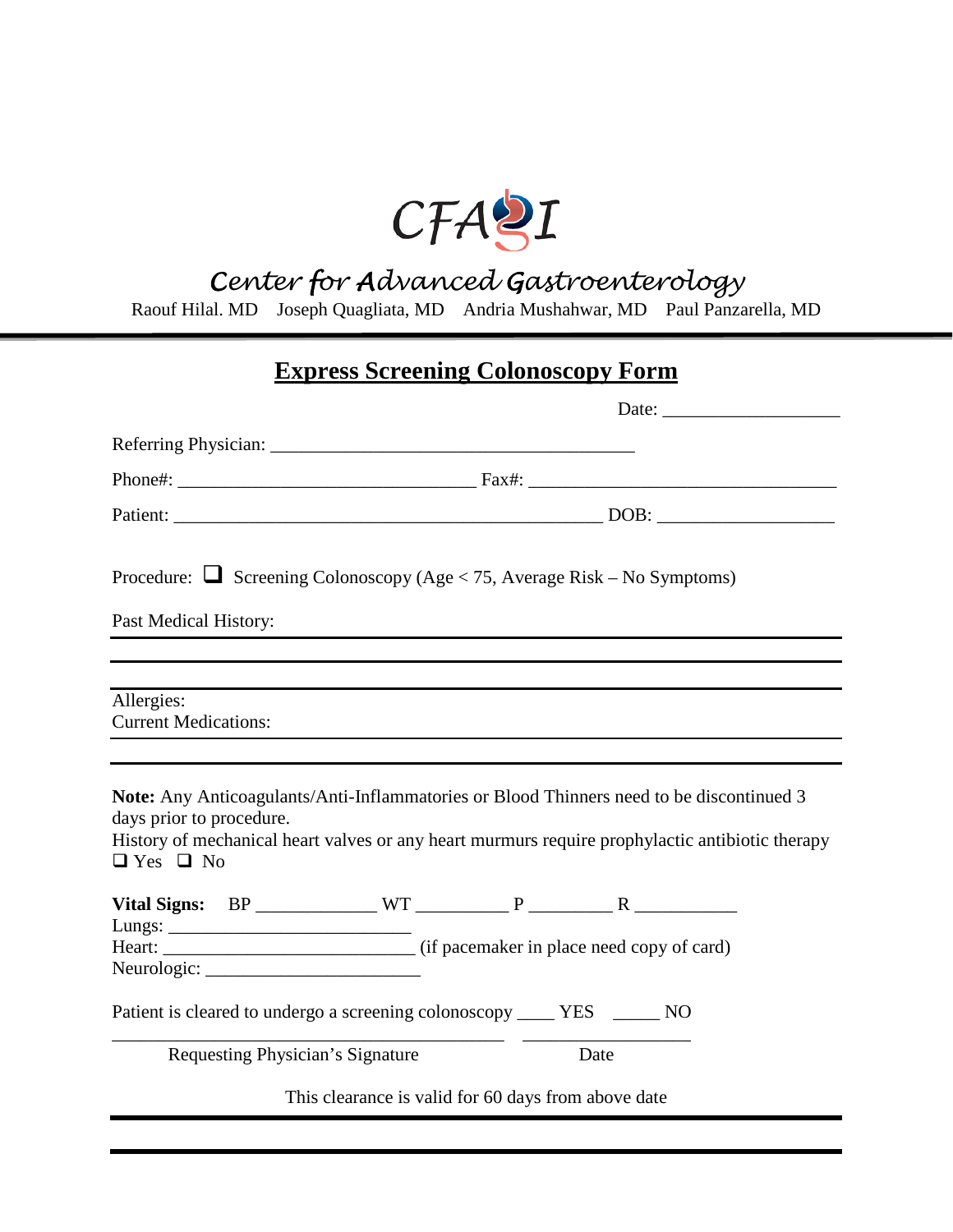# CFAGI

## Center for Advanced Gastroenterology

Raouf Hilal. MD Joseph Quagliata, MD Andria Mushahwar, MD Paul Panzarella, MD

## Express Screening Colonoscopy Form

Date: ___________________

Referring Physician: ________________________________________

Phone#: ________________________________ Fax#: _________________________________

Patient: ______________________________________________ DOB: ___________________

Procedure: ☐ Screening Colonoscopy (Age < 75, Average Risk – No Symptoms)

Past Medical History:

Allergies:

Current Medications:

**Note:** Any Anticoagulants/Anti-Inflammatories or Blood Thinners need to be discontinued 3 days prior to procedure.

History of mechanical heart valves or any heart murmurs require prophylactic antibiotic therapy ☐ Yes ☐ No

**Vital Signs:** BP _____________ WT __________ P _________ R ___________

Lungs: __________________________

Heart: ___________________________ (if pacemaker in place need copy of card)

Neurologic: _______________________

Patient is cleared to undergo a screening colonoscopy ____ YES _____ NO

_________________________________________ __________________

Requesting Physician's Signature Date

This clearance is valid for 60 days from above date